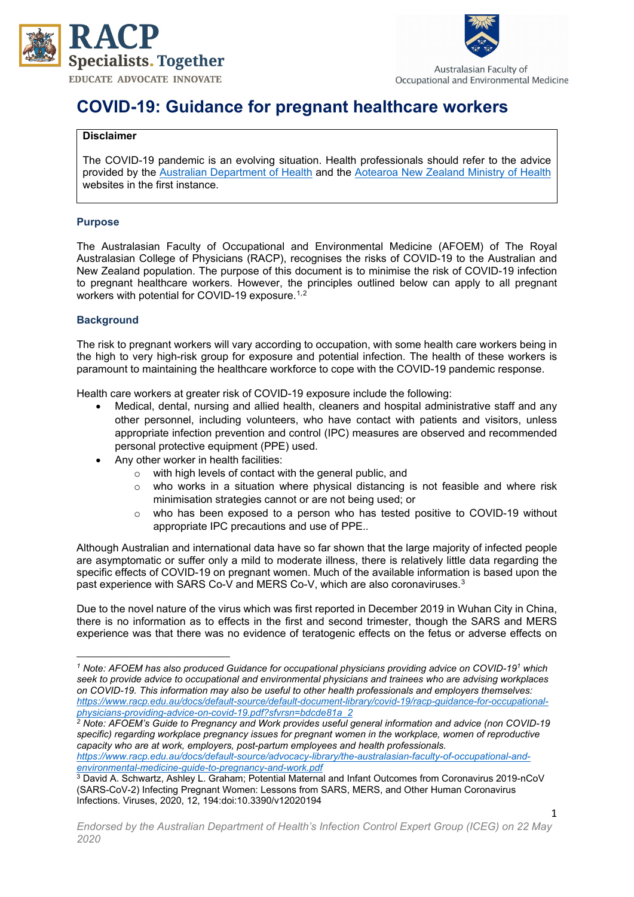RACP
Specialists. Together
EDUCATE ADVOCATE INNOVATE

Australasian Faculty of Occupational and Environmental Medicine

# COVID-19: Guidance for pregnant healthcare workers

**Disclaimer**

The COVID-19 pandemic is an evolving situation. Health professionals should refer to the advice provided by the Australian Department of Health and the Aotearoa New Zealand Ministry of Health websites in the first instance.

### Purpose

The Australasian Faculty of Occupational and Environmental Medicine (AFOEM) of The Royal Australasian College of Physicians (RACP), recognises the risks of COVID-19 to the Australian and New Zealand population. The purpose of this document is to minimise the risk of COVID-19 infection to pregnant healthcare workers. However, the principles outlined below can apply to all pregnant workers with potential for COVID-19 exposure.[1,2]

### Background

The risk to pregnant workers will vary according to occupation, with some health care workers being in the high to very high-risk group for exposure and potential infection. The health of these workers is paramount to maintaining the healthcare workforce to cope with the COVID-19 pandemic response.

Health care workers at greater risk of COVID-19 exposure include the following:

- Medical, dental, nursing and allied health, cleaners and hospital administrative staff and any other personnel, including volunteers, who have contact with patients and visitors, unless appropriate infection prevention and control (IPC) measures are observed and recommended personal protective equipment (PPE) used.
- Any other worker in health facilities:
  - with high levels of contact with the general public, and
  - who works in a situation where physical distancing is not feasible and where risk minimisation strategies cannot or are not being used; or
  - who has been exposed to a person who has tested positive to COVID-19 without appropriate IPC precautions and use of PPE..

Although Australian and international data have so far shown that the large majority of infected people are asymptomatic or suffer only a mild to moderate illness, there is relatively little data regarding the specific effects of COVID-19 on pregnant women. Much of the available information is based upon the past experience with SARS Co-V and MERS Co-V, which are also coronaviruses.[3]

Due to the novel nature of the virus which was first reported in December 2019 in Wuhan City in China, there is no information as to effects in the first and second trimester, though the SARS and MERS experience was that there was no evidence of teratogenic effects on the fetus or adverse effects on

---

[1] *Note: AFOEM has also produced Guidance for occupational physicians providing advice on COVID-19[1] which seek to provide advice to occupational and environmental physicians and trainees who are advising workplaces on COVID-19. This information may also be useful to other health professionals and employers themselves:* *https://www.racp.edu.au/docs/default-source/default-document-library/covid-19/racp-guidance-for-occupational-physicians-providing-advice-on-covid-19.pdf?sfvrsn=bdcde81a_2*

[2] *Note: AFOEM's Guide to Pregnancy and Work provides useful general information and advice (non COVID-19 specific) regarding workplace pregnancy issues for pregnant women in the workplace, women of reproductive capacity who are at work, employers, post-partum employees and health professionals.* *https://www.racp.edu.au/docs/default-source/advocacy-library/the-australasian-faculty-of-occupational-and-environmental-medicine-guide-to-pregnancy-and-work.pdf*

[3] David A. Schwartz, Ashley L. Graham; Potential Maternal and Infant Outcomes from Coronavirus 2019-nCoV (SARS-CoV-2) Infecting Pregnant Women: Lessons from SARS, MERS, and Other Human Coronavirus Infections. Viruses, 2020, 12, 194:doi:10.3390/v12020194

*Endorsed by the Australian Department of Health's Infection Control Expert Group (ICEG) on 22 May 2020*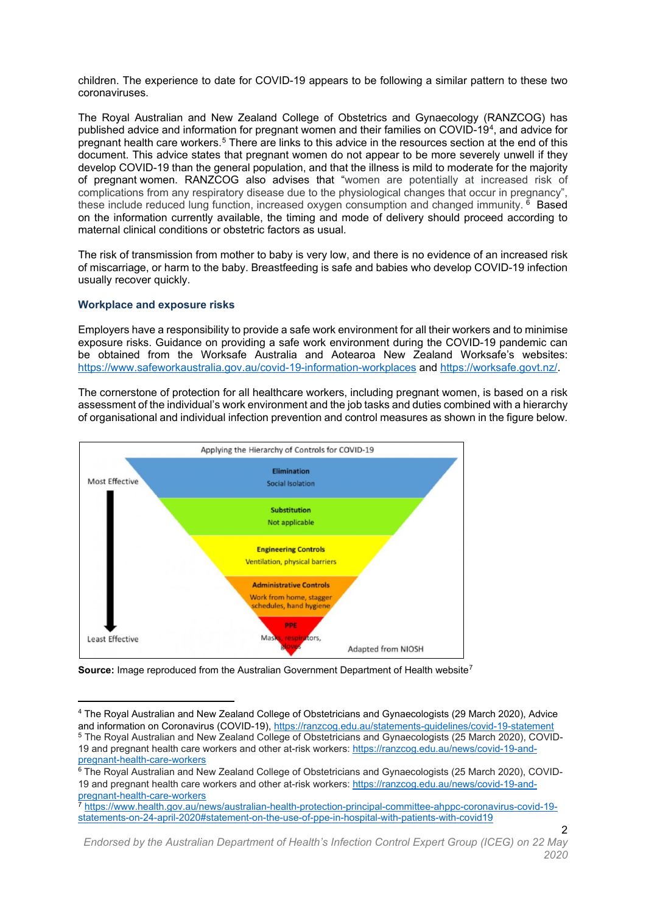children. The experience to date for COVID-19 appears to be following a similar pattern to these two coronaviruses.

The Royal Australian and New Zealand College of Obstetrics and Gynaecology (RANZCOG) has published advice and information for pregnant women and their families on COVID-19[4], and advice for pregnant health care workers.[5] There are links to this advice in the resources section at the end of this document. This advice states that pregnant women do not appear to be more severely unwell if they develop COVID-19 than the general population, and that the illness is mild to moderate for the majority of pregnant women. RANZCOG also advises that "women are potentially at increased risk of complications from any respiratory disease due to the physiological changes that occur in pregnancy", these include reduced lung function, increased oxygen consumption and changed immunity.[6] Based on the information currently available, the timing and mode of delivery should proceed according to maternal clinical conditions or obstetric factors as usual.

The risk of transmission from mother to baby is very low, and there is no evidence of an increased risk of miscarriage, or harm to the baby. Breastfeeding is safe and babies who develop COVID-19 infection usually recover quickly.

### Workplace and exposure risks

Employers have a responsibility to provide a safe work environment for all their workers and to minimise exposure risks. Guidance on providing a safe work environment during the COVID-19 pandemic can be obtained from the Worksafe Australia and Aotearoa New Zealand Worksafe's websites: https://www.safeworkaustralia.gov.au/covid-19-information-workplaces and https://worksafe.govt.nz/.

The cornerstone of protection for all healthcare workers, including pregnant women, is based on a risk assessment of the individual's work environment and the job tasks and duties combined with a hierarchy of organisational and individual infection prevention and control measures as shown in the figure below.

Applying the Hierarchy of Controls for COVID-19

- Most Effective
- **Elimination** – Social Isolation
- **Substitution** – Not applicable
- **Engineering Controls** – Ventilation, physical barriers
- **Administrative Controls** – Work from home, stagger schedules, hand hygiene
- **PPE** – Masks, respirators, gloves
- Least Effective

Adapted from NIOSH

**Source:** Image reproduced from the Australian Government Department of Health website[7]

---

[4] The Royal Australian and New Zealand College of Obstetricians and Gynaecologists (29 March 2020), Advice and information on Coronavirus (COVID-19), https://ranzcog.edu.au/statements-guidelines/covid-19-statement

[5] The Royal Australian and New Zealand College of Obstetricians and Gynaecologists (25 March 2020), COVID-19 and pregnant health care workers and other at-risk workers: https://ranzcog.edu.au/news/covid-19-and-pregnant-health-care-workers

[6] The Royal Australian and New Zealand College of Obstetricians and Gynaecologists (25 March 2020), COVID-19 and pregnant health care workers and other at-risk workers: https://ranzcog.edu.au/news/covid-19-and-pregnant-health-care-workers

[7] https://www.health.gov.au/news/australian-health-protection-principal-committee-ahppc-coronavirus-covid-19-statements-on-24-april-2020#statement-on-the-use-of-ppe-in-hospital-with-patients-with-covid19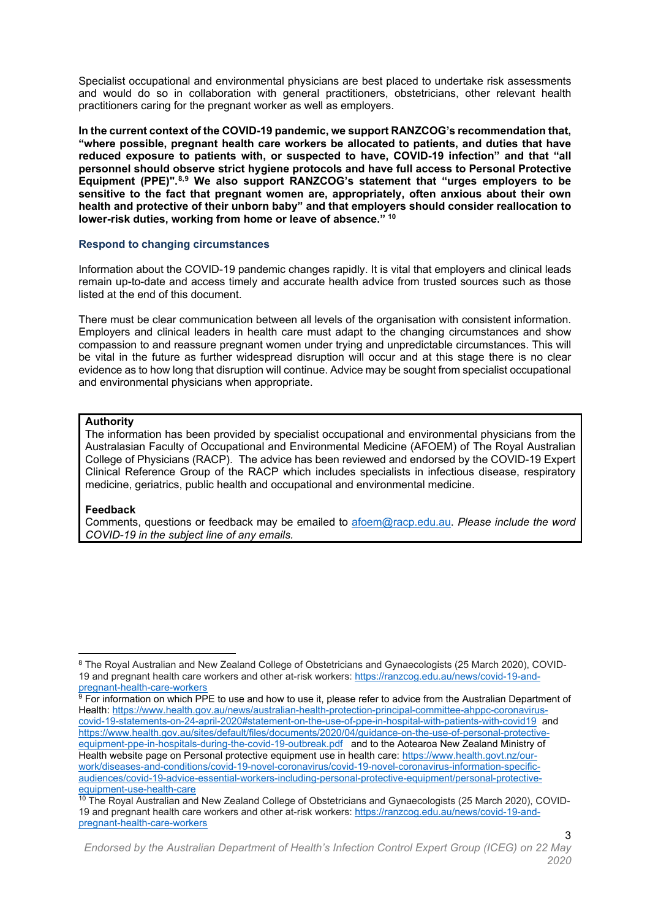Specialist occupational and environmental physicians are best placed to undertake risk assessments and would do so in collaboration with general practitioners, obstetricians, other relevant health practitioners caring for the pregnant worker as well as employers.

**In the current context of the COVID-19 pandemic, we support RANZCOG's recommendation that, "where possible, pregnant health care workers be allocated to patients, and duties that have reduced exposure to patients with, or suspected to have, COVID-19 infection" and that "all personnel should observe strict hygiene protocols and have full access to Personal Protective Equipment (PPE)".[8,9] We also support RANZCOG's statement that "urges employers to be sensitive to the fact that pregnant women are, appropriately, often anxious about their own health and protective of their unborn baby" and that employers should consider reallocation to lower-risk duties, working from home or leave of absence."[10]**

### Respond to changing circumstances

Information about the COVID-19 pandemic changes rapidly. It is vital that employers and clinical leads remain up-to-date and access timely and accurate health advice from trusted sources such as those listed at the end of this document.

There must be clear communication between all levels of the organisation with consistent information. Employers and clinical leaders in health care must adapt to the changing circumstances and show compassion to and reassure pregnant women under trying and unpredictable circumstances. This will be vital in the future as further widespread disruption will occur and at this stage there is no clear evidence as to how long that disruption will continue. Advice may be sought from specialist occupational and environmental physicians when appropriate.

**Authority**

The information has been provided by specialist occupational and environmental physicians from the Australasian Faculty of Occupational and Environmental Medicine (AFOEM) of The Royal Australian College of Physicians (RACP). The advice has been reviewed and endorsed by the COVID-19 Expert Clinical Reference Group of the RACP which includes specialists in infectious disease, respiratory medicine, geriatrics, public health and occupational and environmental medicine.

**Feedback**

Comments, questions or feedback may be emailed to afoem@racp.edu.au. *Please include the word COVID-19 in the subject line of any emails.*

---

[8] The Royal Australian and New Zealand College of Obstetricians and Gynaecologists (25 March 2020), COVID-19 and pregnant health care workers and other at-risk workers: https://ranzcog.edu.au/news/covid-19-and-pregnant-health-care-workers

[9] For information on which PPE to use and how to use it, please refer to advice from the Australian Department of Health: https://www.health.gov.au/news/australian-health-protection-principal-committee-ahppc-coronavirus-covid-19-statements-on-24-april-2020#statement-on-the-use-of-ppe-in-hospital-with-patients-with-covid19 and https://www.health.gov.au/sites/default/files/documents/2020/04/guidance-on-the-use-of-personal-protective-equipment-ppe-in-hospitals-during-the-covid-19-outbreak.pdf and to the Aotearoa New Zealand Ministry of Health website page on Personal protective equipment use in health care: https://www.health.govt.nz/our-work/diseases-and-conditions/covid-19-novel-coronavirus/covid-19-novel-coronavirus-information-specific-audiences/covid-19-advice-essential-workers-including-personal-protective-equipment/personal-protective-equipment-use-health-care

[10] The Royal Australian and New Zealand College of Obstetricians and Gynaecologists (25 March 2020), COVID-19 and pregnant health care workers and other at-risk workers: https://ranzcog.edu.au/news/covid-19-and-pregnant-health-care-workers

*Endorsed by the Australian Department of Health's Infection Control Expert Group (ICEG) on 22 May 2020*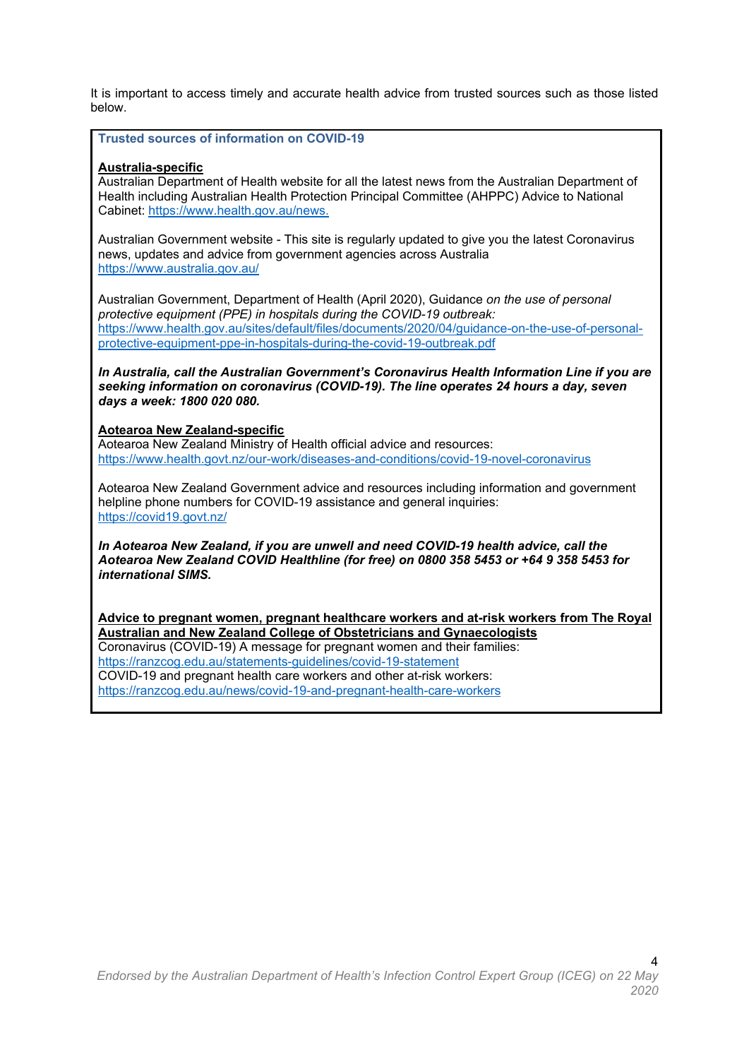It is important to access timely and accurate health advice from trusted sources such as those listed below.

### Trusted sources of information on COVID-19

**Australia-specific**

Australian Department of Health website for all the latest news from the Australian Department of Health including Australian Health Protection Principal Committee (AHPPC) Advice to National Cabinet: https://www.health.gov.au/news.

Australian Government website - This site is regularly updated to give you the latest Coronavirus news, updates and advice from government agencies across Australia https://www.australia.gov.au/

Australian Government, Department of Health (April 2020), Guidance *on the use of personal protective equipment (PPE) in hospitals during the COVID-19 outbreak:* https://www.health.gov.au/sites/default/files/documents/2020/04/guidance-on-the-use-of-personal-protective-equipment-ppe-in-hospitals-during-the-covid-19-outbreak.pdf

***In Australia, call the Australian Government's Coronavirus Health Information Line if you are seeking information on coronavirus (COVID-19). The line operates 24 hours a day, seven days a week: 1800 020 080.***

**Aotearoa New Zealand-specific**

Aotearoa New Zealand Ministry of Health official advice and resources: https://www.health.govt.nz/our-work/diseases-and-conditions/covid-19-novel-coronavirus

Aotearoa New Zealand Government advice and resources including information and government helpline phone numbers for COVID-19 assistance and general inquiries: https://covid19.govt.nz/

***In Aotearoa New Zealand, if you are unwell and need COVID-19 health advice, call the Aotearoa New Zealand COVID Healthline (for free) on 0800 358 5453 or +64 9 358 5453 for international SIMS.***

**Advice to pregnant women, pregnant healthcare workers and at-risk workers from The Royal Australian and New Zealand College of Obstetricians and Gynaecologists**

Coronavirus (COVID-19) A message for pregnant women and their families: https://ranzcog.edu.au/statements-guidelines/covid-19-statement

COVID-19 and pregnant health care workers and other at-risk workers: https://ranzcog.edu.au/news/covid-19-and-pregnant-health-care-workers